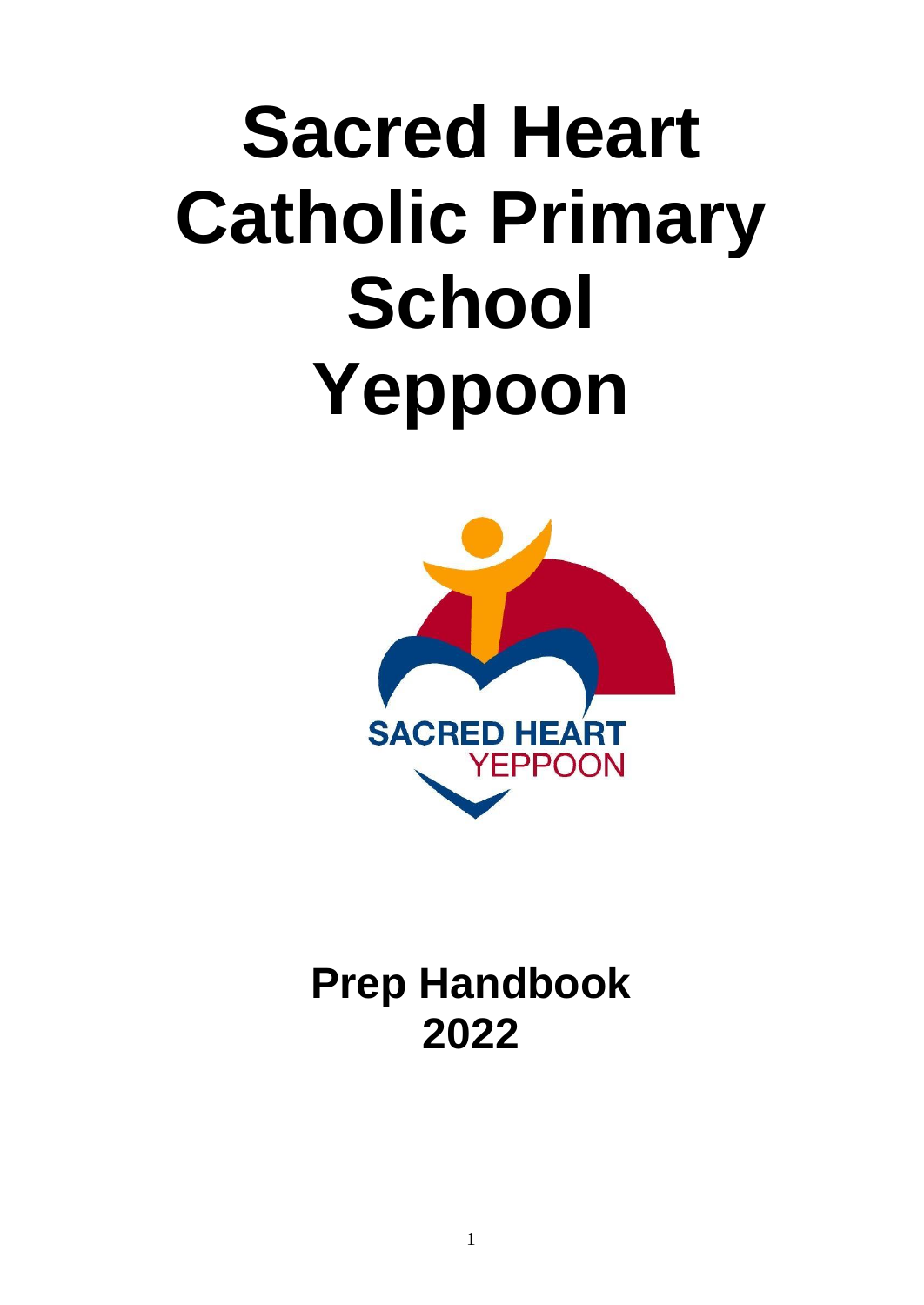# Sacred Heart Catholic Primary School Yeppoon

SACRED HEART
YEPPOON

## Prep Handbook 2022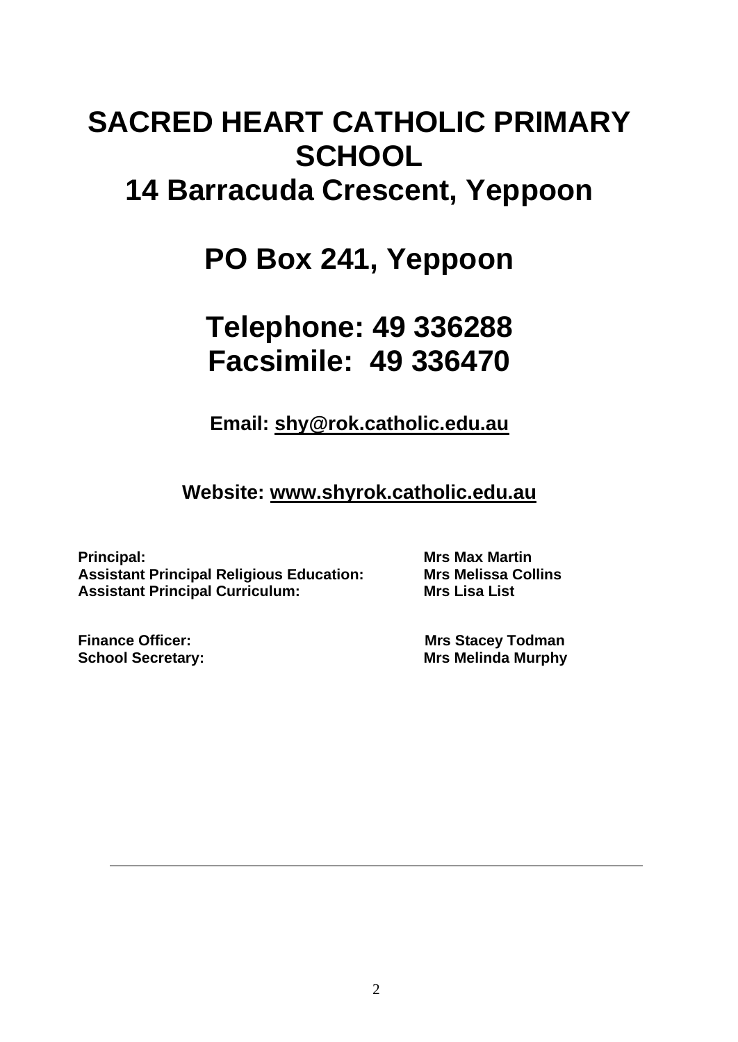# SACRED HEART CATHOLIC PRIMARY SCHOOL

## 14 Barracuda Crescent, Yeppoon

## PO Box 241, Yeppoon

## Telephone: 49 336288
## Facsimile: 49 336470

**Email: shy@rok.catholic.edu.au**

**Website: www.shyrok.catholic.edu.au**

| | |
|---|---|
| **Principal:** | **Mrs Max Martin** |
| **Assistant Principal Religious Education:** | **Mrs Melissa Collins** |
| **Assistant Principal Curriculum:** | **Mrs Lisa List** |

| | |
|---|---|
| **Finance Officer:** | **Mrs Stacey Todman** |
| **School Secretary:** | **Mrs Melinda Murphy** |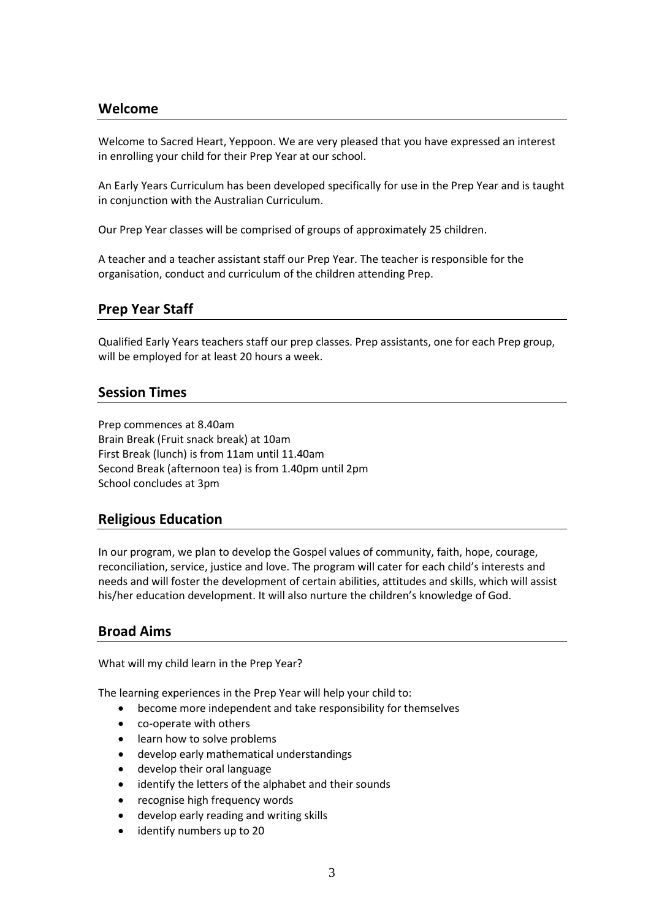## Welcome

Welcome to Sacred Heart, Yeppoon. We are very pleased that you have expressed an interest in enrolling your child for their Prep Year at our school.

An Early Years Curriculum has been developed specifically for use in the Prep Year and is taught in conjunction with the Australian Curriculum.

Our Prep Year classes will be comprised of groups of approximately 25 children.

A teacher and a teacher assistant staff our Prep Year. The teacher is responsible for the organisation, conduct and curriculum of the children attending Prep.

## Prep Year Staff

Qualified Early Years teachers staff our prep classes. Prep assistants, one for each Prep group, will be employed for at least 20 hours a week.

## Session Times

Prep commences at 8.40am
Brain Break (Fruit snack break) at 10am
First Break (lunch) is from 11am until 11.40am
Second Break (afternoon tea) is from 1.40pm until 2pm
School concludes at 3pm

## Religious Education

In our program, we plan to develop the Gospel values of community, faith, hope, courage, reconciliation, service, justice and love. The program will cater for each child's interests and needs and will foster the development of certain abilities, attitudes and skills, which will assist his/her education development. It will also nurture the children's knowledge of God.

## Broad Aims

What will my child learn in the Prep Year?

The learning experiences in the Prep Year will help your child to:

- become more independent and take responsibility for themselves
- co-operate with others
- learn how to solve problems
- develop early mathematical understandings
- develop their oral language
- identify the letters of the alphabet and their sounds
- recognise high frequency words
- develop early reading and writing skills
- identify numbers up to 20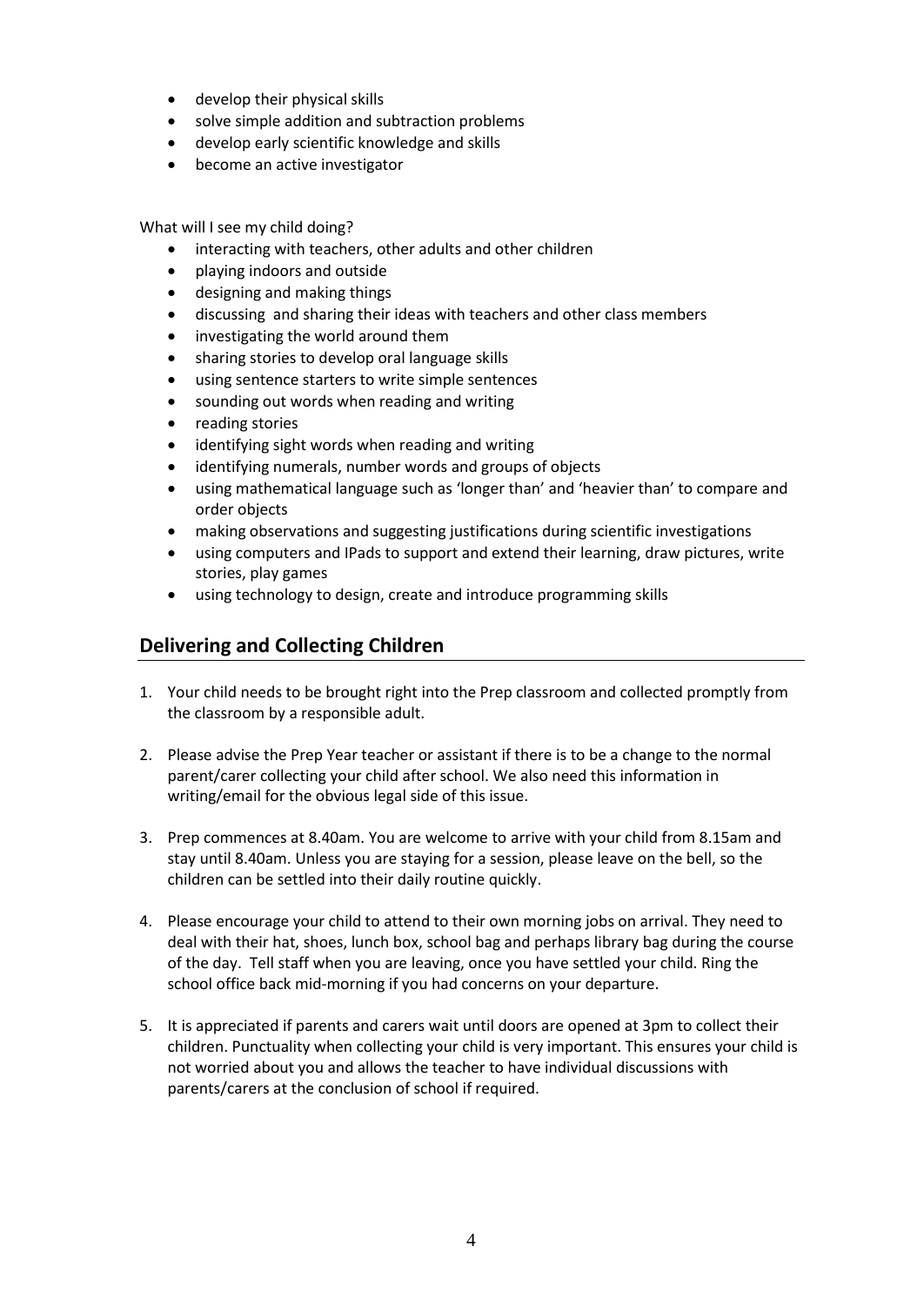- develop their physical skills
- solve simple addition and subtraction problems
- develop early scientific knowledge and skills
- become an active investigator

What will I see my child doing?

- interacting with teachers, other adults and other children
- playing indoors and outside
- designing and making things
- discussing and sharing their ideas with teachers and other class members
- investigating the world around them
- sharing stories to develop oral language skills
- using sentence starters to write simple sentences
- sounding out words when reading and writing
- reading stories
- identifying sight words when reading and writing
- identifying numerals, number words and groups of objects
- using mathematical language such as 'longer than' and 'heavier than' to compare and order objects
- making observations and suggesting justifications during scientific investigations
- using computers and IPads to support and extend their learning, draw pictures, write stories, play games
- using technology to design, create and introduce programming skills

## Delivering and Collecting Children

1. Your child needs to be brought right into the Prep classroom and collected promptly from the classroom by a responsible adult.

2. Please advise the Prep Year teacher or assistant if there is to be a change to the normal parent/carer collecting your child after school. We also need this information in writing/email for the obvious legal side of this issue.

3. Prep commences at 8.40am. You are welcome to arrive with your child from 8.15am and stay until 8.40am. Unless you are staying for a session, please leave on the bell, so the children can be settled into their daily routine quickly.

4. Please encourage your child to attend to their own morning jobs on arrival. They need to deal with their hat, shoes, lunch box, school bag and perhaps library bag during the course of the day. Tell staff when you are leaving, once you have settled your child. Ring the school office back mid-morning if you had concerns on your departure.

5. It is appreciated if parents and carers wait until doors are opened at 3pm to collect their children. Punctuality when collecting your child is very important. This ensures your child is not worried about you and allows the teacher to have individual discussions with parents/carers at the conclusion of school if required.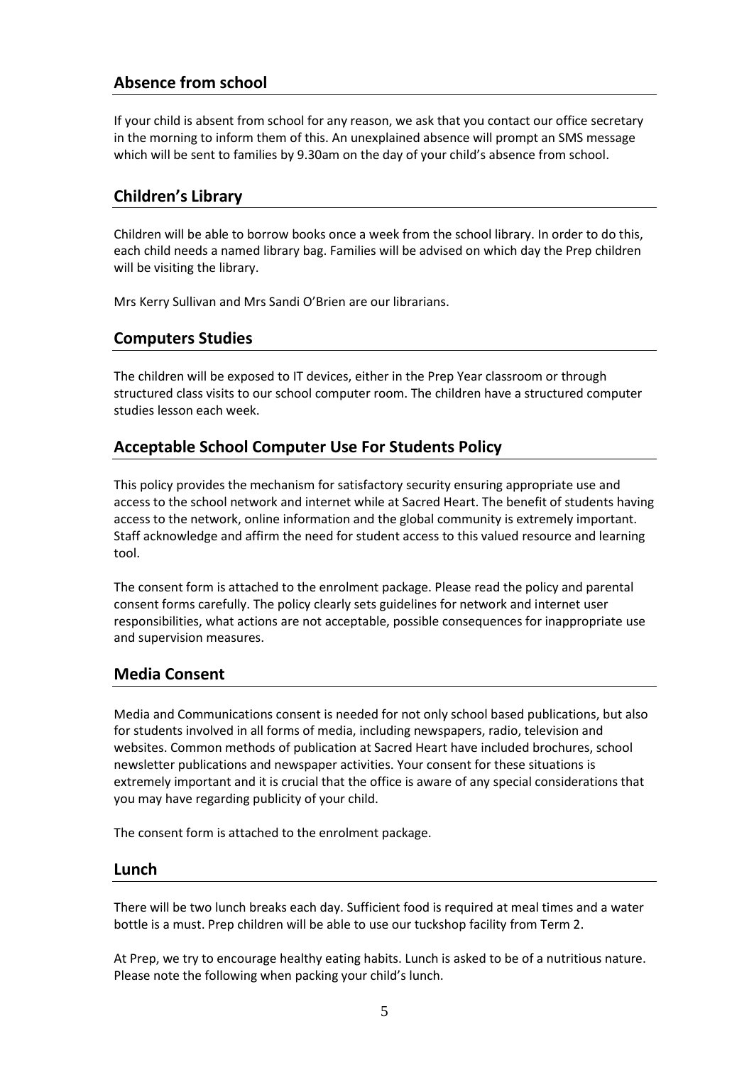## Absence from school

If your child is absent from school for any reason, we ask that you contact our office secretary in the morning to inform them of this. An unexplained absence will prompt an SMS message which will be sent to families by 9.30am on the day of your child's absence from school.

## Children's Library

Children will be able to borrow books once a week from the school library. In order to do this, each child needs a named library bag. Families will be advised on which day the Prep children will be visiting the library.

Mrs Kerry Sullivan and Mrs Sandi O'Brien are our librarians.

## Computers Studies

The children will be exposed to IT devices, either in the Prep Year classroom or through structured class visits to our school computer room. The children have a structured computer studies lesson each week.

## Acceptable School Computer Use For Students Policy

This policy provides the mechanism for satisfactory security ensuring appropriate use and access to the school network and internet while at Sacred Heart. The benefit of students having access to the network, online information and the global community is extremely important. Staff acknowledge and affirm the need for student access to this valued resource and learning tool.

The consent form is attached to the enrolment package. Please read the policy and parental consent forms carefully. The policy clearly sets guidelines for network and internet user responsibilities, what actions are not acceptable, possible consequences for inappropriate use and supervision measures.

## Media Consent

Media and Communications consent is needed for not only school based publications, but also for students involved in all forms of media, including newspapers, radio, television and websites. Common methods of publication at Sacred Heart have included brochures, school newsletter publications and newspaper activities. Your consent for these situations is extremely important and it is crucial that the office is aware of any special considerations that you may have regarding publicity of your child.

The consent form is attached to the enrolment package.

## Lunch

There will be two lunch breaks each day. Sufficient food is required at meal times and a water bottle is a must. Prep children will be able to use our tuckshop facility from Term 2.

At Prep, we try to encourage healthy eating habits. Lunch is asked to be of a nutritious nature. Please note the following when packing your child's lunch.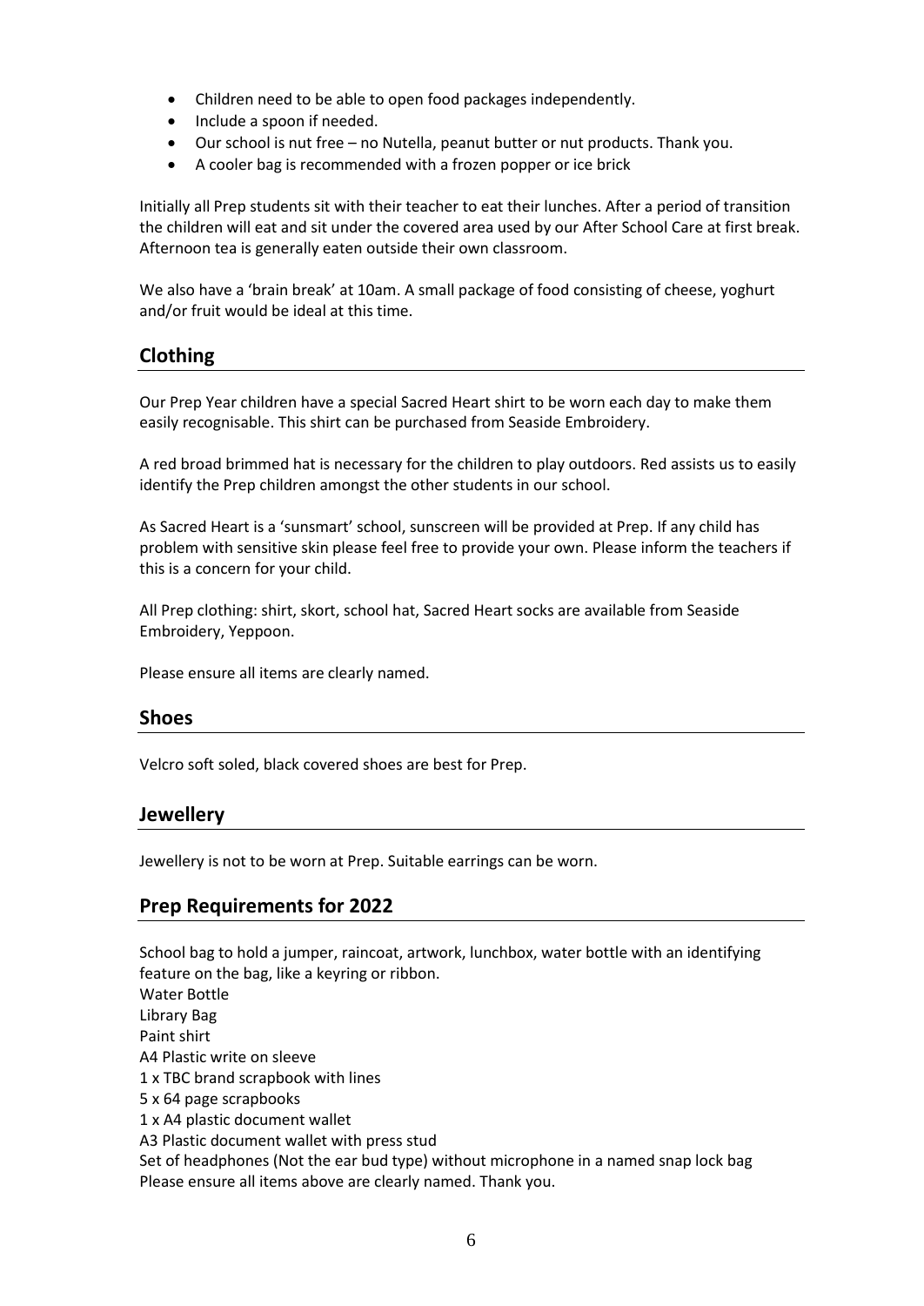- Children need to be able to open food packages independently.
- Include a spoon if needed.
- Our school is nut free – no Nutella, peanut butter or nut products. Thank you.
- A cooler bag is recommended with a frozen popper or ice brick

Initially all Prep students sit with their teacher to eat their lunches. After a period of transition the children will eat and sit under the covered area used by our After School Care at first break. Afternoon tea is generally eaten outside their own classroom.

We also have a 'brain break' at 10am. A small package of food consisting of cheese, yoghurt and/or fruit would be ideal at this time.

## Clothing

Our Prep Year children have a special Sacred Heart shirt to be worn each day to make them easily recognisable. This shirt can be purchased from Seaside Embroidery.

A red broad brimmed hat is necessary for the children to play outdoors. Red assists us to easily identify the Prep children amongst the other students in our school.

As Sacred Heart is a 'sunsmart' school, sunscreen will be provided at Prep. If any child has problem with sensitive skin please feel free to provide your own. Please inform the teachers if this is a concern for your child.

All Prep clothing: shirt, skort, school hat, Sacred Heart socks are available from Seaside Embroidery, Yeppoon.

Please ensure all items are clearly named.

## Shoes

Velcro soft soled, black covered shoes are best for Prep.

## Jewellery

Jewellery is not to be worn at Prep. Suitable earrings can be worn.

## Prep Requirements for 2022

School bag to hold a jumper, raincoat, artwork, lunchbox, water bottle with an identifying feature on the bag, like a keyring or ribbon.
Water Bottle
Library Bag
Paint shirt
A4 Plastic write on sleeve
1 x TBC brand scrapbook with lines
5 x 64 page scrapbooks
1 x A4 plastic document wallet
A3 Plastic document wallet with press stud
Set of headphones (Not the ear bud type) without microphone in a named snap lock bag
Please ensure all items above are clearly named. Thank you.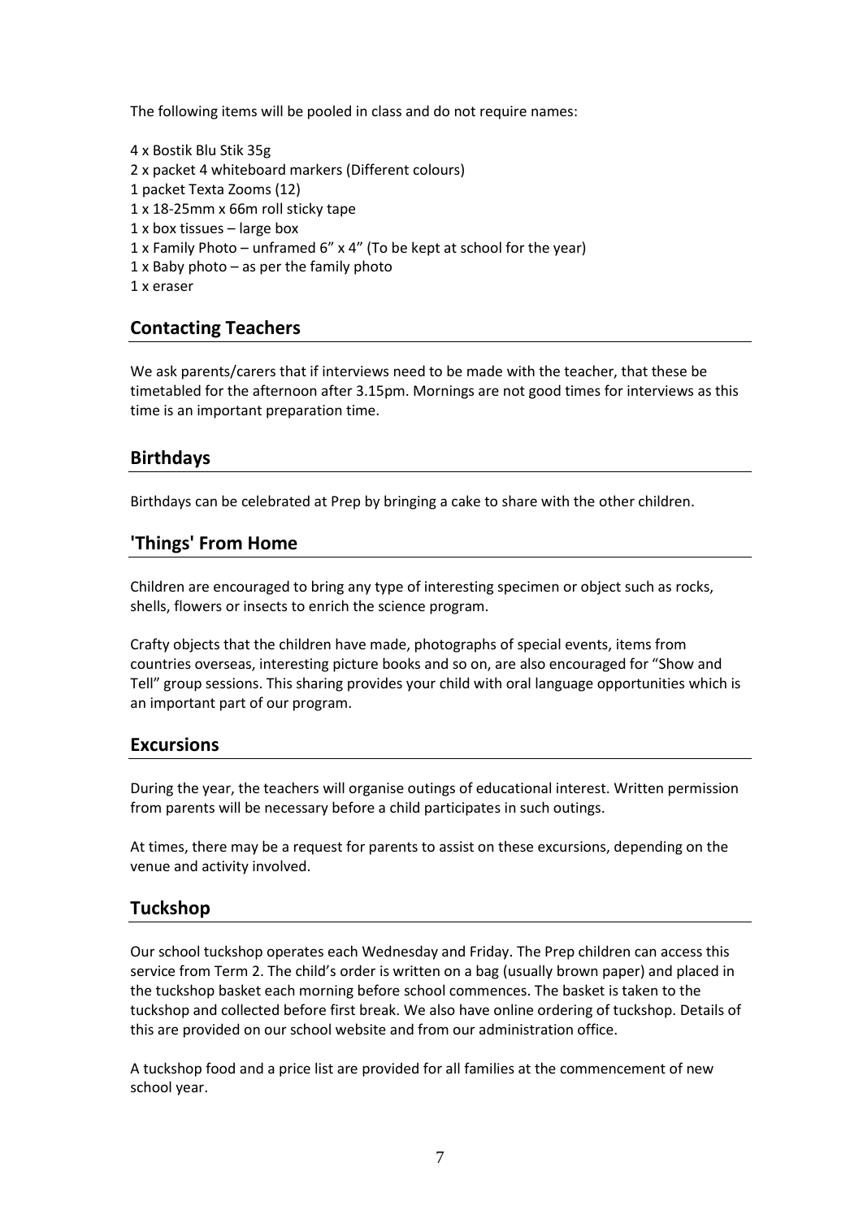The following items will be pooled in class and do not require names:

4 x Bostik Blu Stik 35g
2 x packet 4 whiteboard markers (Different colours)
1 packet Texta Zooms (12)
1 x 18-25mm x 66m roll sticky tape
1 x box tissues – large box
1 x Family Photo – unframed 6" x 4" (To be kept at school for the year)
1 x Baby photo – as per the family photo
1 x eraser

## Contacting Teachers

We ask parents/carers that if interviews need to be made with the teacher, that these be timetabled for the afternoon after 3.15pm. Mornings are not good times for interviews as this time is an important preparation time.

## Birthdays

Birthdays can be celebrated at Prep by bringing a cake to share with the other children.

## 'Things' From Home

Children are encouraged to bring any type of interesting specimen or object such as rocks, shells, flowers or insects to enrich the science program.

Crafty objects that the children have made, photographs of special events, items from countries overseas, interesting picture books and so on, are also encouraged for "Show and Tell" group sessions. This sharing provides your child with oral language opportunities which is an important part of our program.

## Excursions

During the year, the teachers will organise outings of educational interest. Written permission from parents will be necessary before a child participates in such outings.

At times, there may be a request for parents to assist on these excursions, depending on the venue and activity involved.

## Tuckshop

Our school tuckshop operates each Wednesday and Friday. The Prep children can access this service from Term 2. The child's order is written on a bag (usually brown paper) and placed in the tuckshop basket each morning before school commences. The basket is taken to the tuckshop and collected before first break. We also have online ordering of tuckshop. Details of this are provided on our school website and from our administration office.

A tuckshop food and a price list are provided for all families at the commencement of new school year.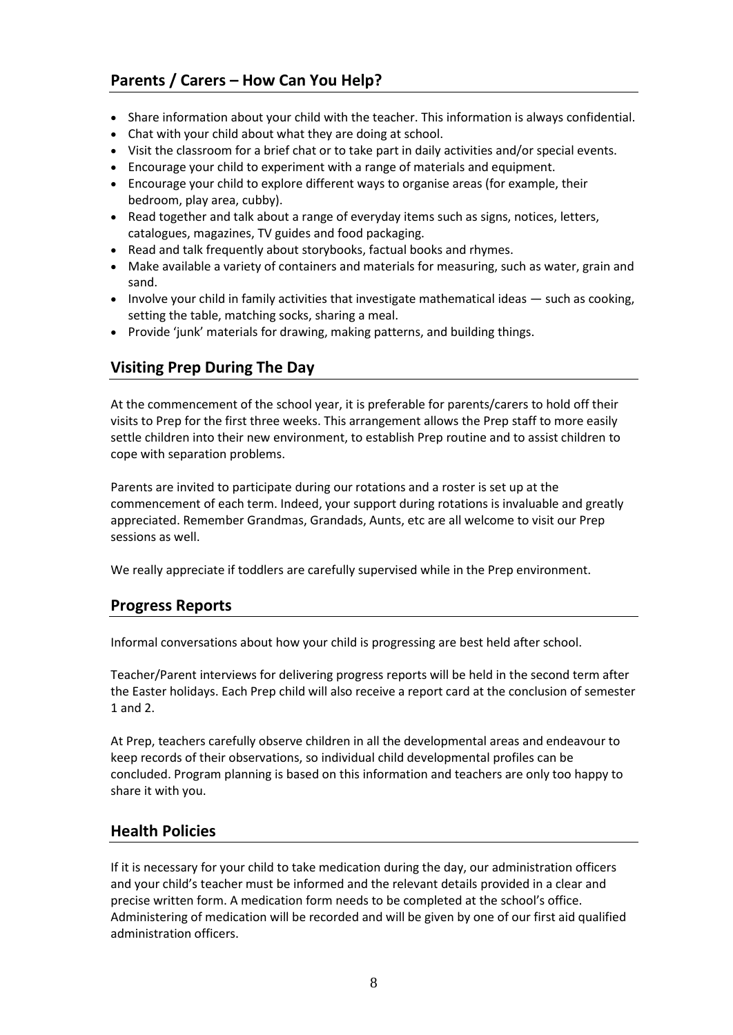## Parents / Carers – How Can You Help?

- Share information about your child with the teacher. This information is always confidential.
- Chat with your child about what they are doing at school.
- Visit the classroom for a brief chat or to take part in daily activities and/or special events.
- Encourage your child to experiment with a range of materials and equipment.
- Encourage your child to explore different ways to organise areas (for example, their bedroom, play area, cubby).
- Read together and talk about a range of everyday items such as signs, notices, letters, catalogues, magazines, TV guides and food packaging.
- Read and talk frequently about storybooks, factual books and rhymes.
- Make available a variety of containers and materials for measuring, such as water, grain and sand.
- Involve your child in family activities that investigate mathematical ideas — such as cooking, setting the table, matching socks, sharing a meal.
- Provide 'junk' materials for drawing, making patterns, and building things.

## Visiting Prep During The Day

At the commencement of the school year, it is preferable for parents/carers to hold off their visits to Prep for the first three weeks. This arrangement allows the Prep staff to more easily settle children into their new environment, to establish Prep routine and to assist children to cope with separation problems.

Parents are invited to participate during our rotations and a roster is set up at the commencement of each term. Indeed, your support during rotations is invaluable and greatly appreciated. Remember Grandmas, Grandads, Aunts, etc are all welcome to visit our Prep sessions as well.

We really appreciate if toddlers are carefully supervised while in the Prep environment.

## Progress Reports

Informal conversations about how your child is progressing are best held after school.

Teacher/Parent interviews for delivering progress reports will be held in the second term after the Easter holidays. Each Prep child will also receive a report card at the conclusion of semester 1 and 2.

At Prep, teachers carefully observe children in all the developmental areas and endeavour to keep records of their observations, so individual child developmental profiles can be concluded. Program planning is based on this information and teachers are only too happy to share it with you.

## Health Policies

If it is necessary for your child to take medication during the day, our administration officers and your child's teacher must be informed and the relevant details provided in a clear and precise written form. A medication form needs to be completed at the school's office. Administering of medication will be recorded and will be given by one of our first aid qualified administration officers.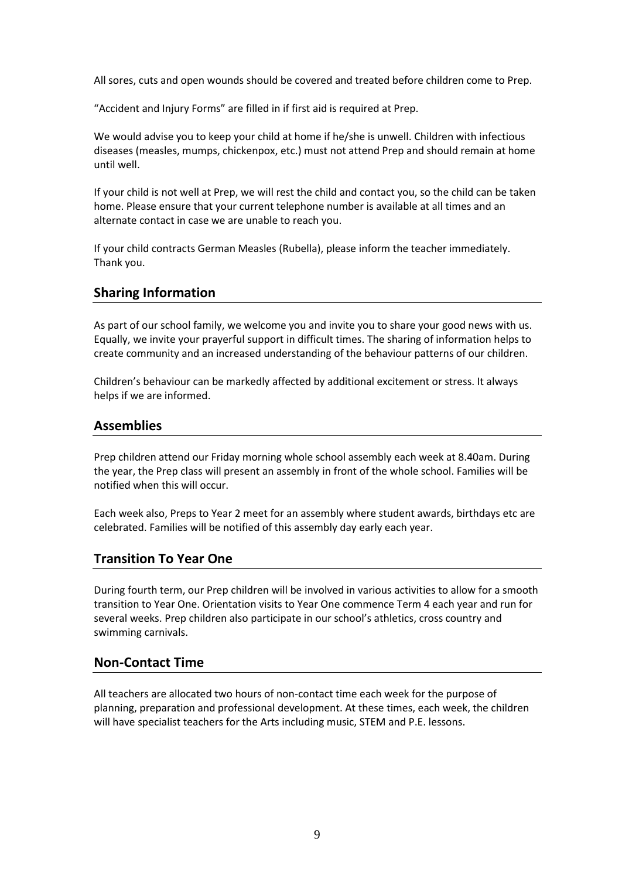All sores, cuts and open wounds should be covered and treated before children come to Prep.

“Accident and Injury Forms” are filled in if first aid is required at Prep.

We would advise you to keep your child at home if he/she is unwell. Children with infectious diseases (measles, mumps, chickenpox, etc.) must not attend Prep and should remain at home until well.

If your child is not well at Prep, we will rest the child and contact you, so the child can be taken home. Please ensure that your current telephone number is available at all times and an alternate contact in case we are unable to reach you.

If your child contracts German Measles (Rubella), please inform the teacher immediately. Thank you.

## Sharing Information

As part of our school family, we welcome you and invite you to share your good news with us. Equally, we invite your prayerful support in difficult times. The sharing of information helps to create community and an increased understanding of the behaviour patterns of our children.

Children’s behaviour can be markedly affected by additional excitement or stress. It always helps if we are informed.

## Assemblies

Prep children attend our Friday morning whole school assembly each week at 8.40am. During the year, the Prep class will present an assembly in front of the whole school. Families will be notified when this will occur.

Each week also, Preps to Year 2 meet for an assembly where student awards, birthdays etc are celebrated. Families will be notified of this assembly day early each year.

## Transition To Year One

During fourth term, our Prep children will be involved in various activities to allow for a smooth transition to Year One. Orientation visits to Year One commence Term 4 each year and run for several weeks. Prep children also participate in our school’s athletics, cross country and swimming carnivals.

## Non-Contact Time

All teachers are allocated two hours of non-contact time each week for the purpose of planning, preparation and professional development. At these times, each week, the children will have specialist teachers for the Arts including music, STEM and P.E. lessons.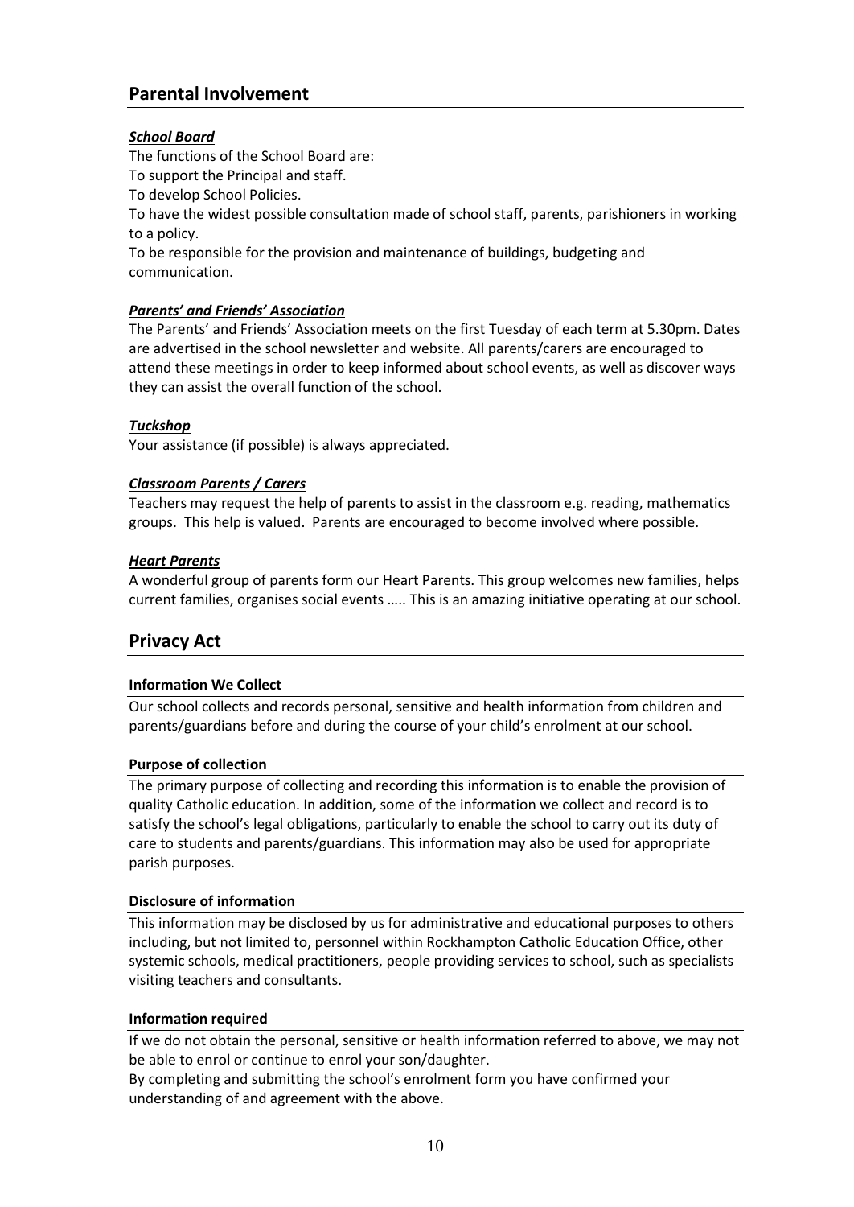## Parental Involvement

***School Board***

The functions of the School Board are:

To support the Principal and staff.

To develop School Policies.

To have the widest possible consultation made of school staff, parents, parishioners in working to a policy.

To be responsible for the provision and maintenance of buildings, budgeting and communication.

***Parents' and Friends' Association***

The Parents' and Friends' Association meets on the first Tuesday of each term at 5.30pm. Dates are advertised in the school newsletter and website. All parents/carers are encouraged to attend these meetings in order to keep informed about school events, as well as discover ways they can assist the overall function of the school.

***Tuckshop***

Your assistance (if possible) is always appreciated.

***Classroom Parents / Carers***

Teachers may request the help of parents to assist in the classroom e.g. reading, mathematics groups. This help is valued. Parents are encouraged to become involved where possible.

***Heart Parents***

A wonderful group of parents form our Heart Parents. This group welcomes new families, helps current families, organises social events ….. This is an amazing initiative operating at our school.

## Privacy Act

**Information We Collect**

Our school collects and records personal, sensitive and health information from children and parents/guardians before and during the course of your child's enrolment at our school.

**Purpose of collection**

The primary purpose of collecting and recording this information is to enable the provision of quality Catholic education. In addition, some of the information we collect and record is to satisfy the school's legal obligations, particularly to enable the school to carry out its duty of care to students and parents/guardians. This information may also be used for appropriate parish purposes.

**Disclosure of information**

This information may be disclosed by us for administrative and educational purposes to others including, but not limited to, personnel within Rockhampton Catholic Education Office, other systemic schools, medical practitioners, people providing services to school, such as specialists visiting teachers and consultants.

**Information required**

If we do not obtain the personal, sensitive or health information referred to above, we may not be able to enrol or continue to enrol your son/daughter.

By completing and submitting the school's enrolment form you have confirmed your understanding of and agreement with the above.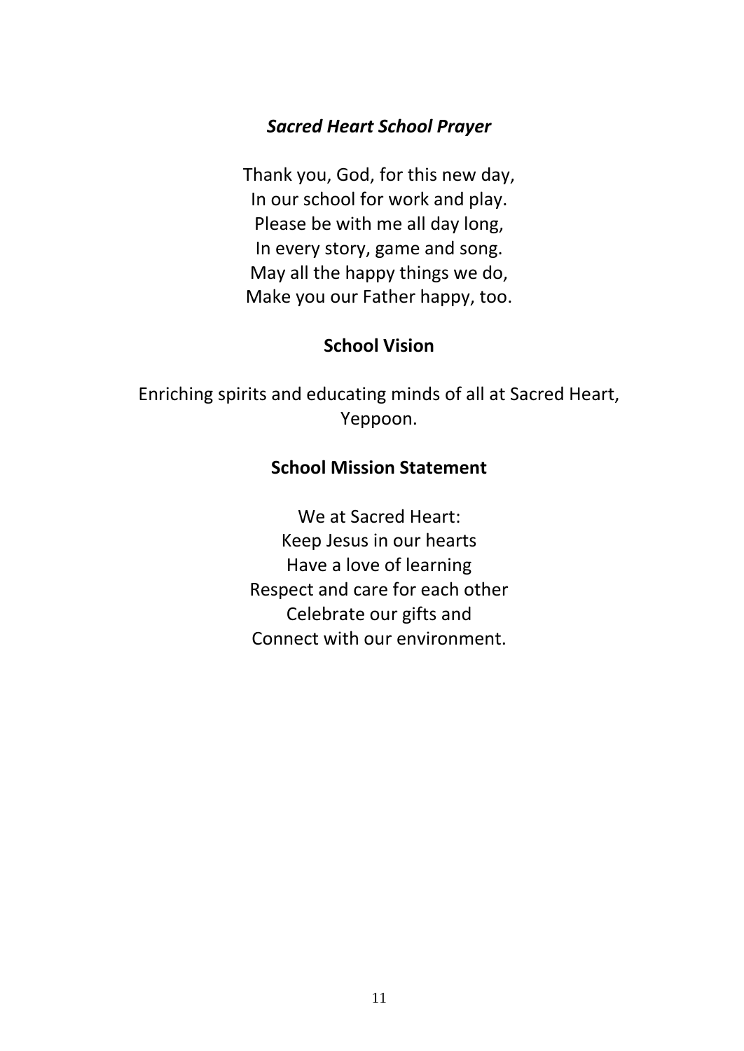## ***Sacred Heart School Prayer***

Thank you, God, for this new day,
In our school for work and play.
Please be with me all day long,
In every story, game and song.
May all the happy things we do,
Make you our Father happy, too.

## **School Vision**

Enriching spirits and educating minds of all at Sacred Heart, Yeppoon.

## **School Mission Statement**

We at Sacred Heart:
Keep Jesus in our hearts
Have a love of learning
Respect and care for each other
Celebrate our gifts and
Connect with our environment.